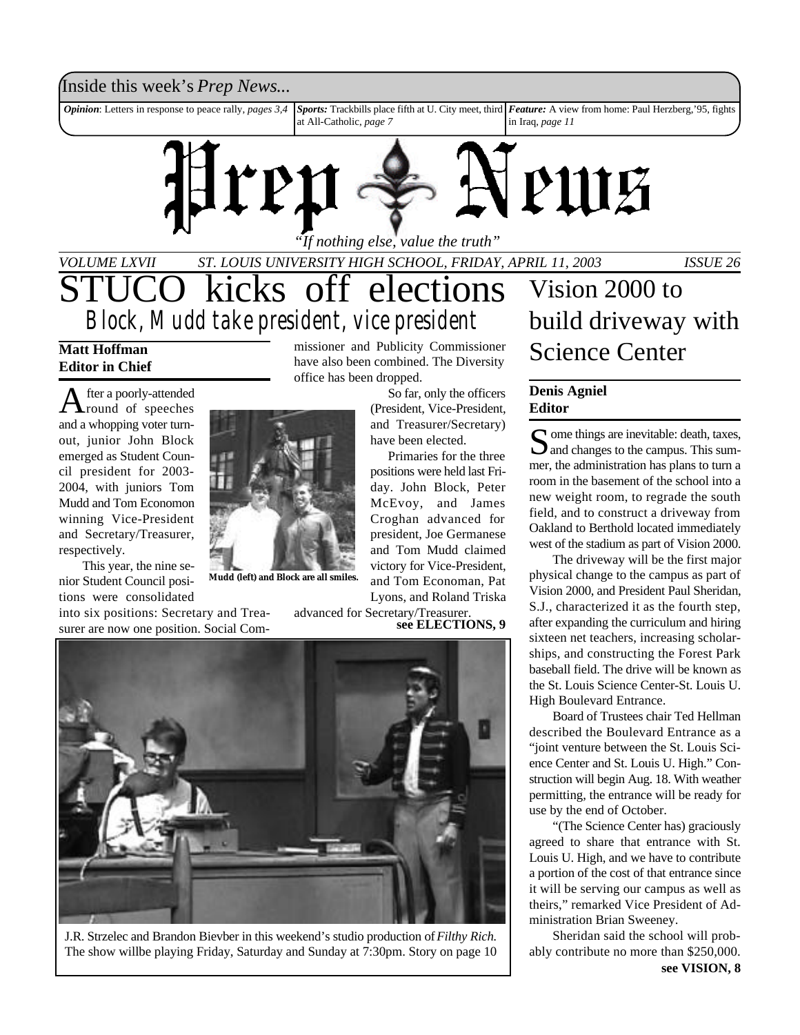Inside this week's *Prep News...*

***Opinion***: Letters in response to peace rally, *pages 3,4*

***Sports:*** Trackbills place fifth at U. City meet, third at All-Catholic, *page 7*

***Feature:*** A view from home: Paul Herzberg,'95, fights in Iraq, *page 11*

# Prep News

*"If nothing else, value the truth"*

*VOLUME LXVII — ST. LOUIS UNIVERSITY HIGH SCHOOL, FRIDAY, APRIL 11, 2003 — ISSUE 26*

# STUCO kicks off elections

## Block, Mudd take president, vice president

**Matt Hoffman**
**Editor in Chief**

After a poorly-attended round of speeches and a whopping voter turnout, junior John Block emerged as Student Council president for 2003-2004, with juniors Tom Mudd and Tom Economon winning Vice-President and Secretary/Treasurer, respectively.

This year, the nine senior Student Council positions were consolidated into six positions: Secretary and Treasurer are now one position. Social Commissioner and Publicity Commissioner have also been combined. The Diversity office has been dropped.

**Mudd (left) and Block are all smiles.**

So far, only the officers (President, Vice-President, and Treasurer/Secretary) have been elected.

Primaries for the three positions were held last Friday. John Block, Peter McEvoy, and James Croghan advanced for president, Joe Germanese and Tom Mudd claimed victory for Vice-President, and Tom Economan, Pat Lyons, and Roland Triska advanced for Secretary/Treasurer.

**see ELECTIONS, 9**

J.R. Strzelec and Brandon Bievber in this weekend's studio production of *Filthy Rich.* The show willbe playing Friday, Saturday and Sunday at 7:30pm. Story on page 10

# Vision 2000 to build driveway with Science Center

**Denis Agniel**
**Editor**

Some things are inevitable: death, taxes, and changes to the campus. This summer, the administration has plans to turn a room in the basement of the school into a new weight room, to regrade the south field, and to construct a driveway from Oakland to Berthold located immediately west of the stadium as part of Vision 2000.

The driveway will be the first major physical change to the campus as part of Vision 2000, and President Paul Sheridan, S.J., characterized it as the fourth step, after expanding the curriculum and hiring sixteen net teachers, increasing scholarships, and constructing the Forest Park baseball field. The drive will be known as the St. Louis Science Center-St. Louis U. High Boulevard Entrance.

Board of Trustees chair Ted Hellman described the Boulevard Entrance as a "joint venture between the St. Louis Science Center and St. Louis U. High." Construction will begin Aug. 18. With weather permitting, the entrance will be ready for use by the end of October.

"(The Science Center has) graciously agreed to share that entrance with St. Louis U. High, and we have to contribute a portion of the cost of that entrance since it will be serving our campus as well as theirs," remarked Vice President of Administration Brian Sweeney.

Sheridan said the school will probably contribute no more than $250,000.

**see VISION, 8**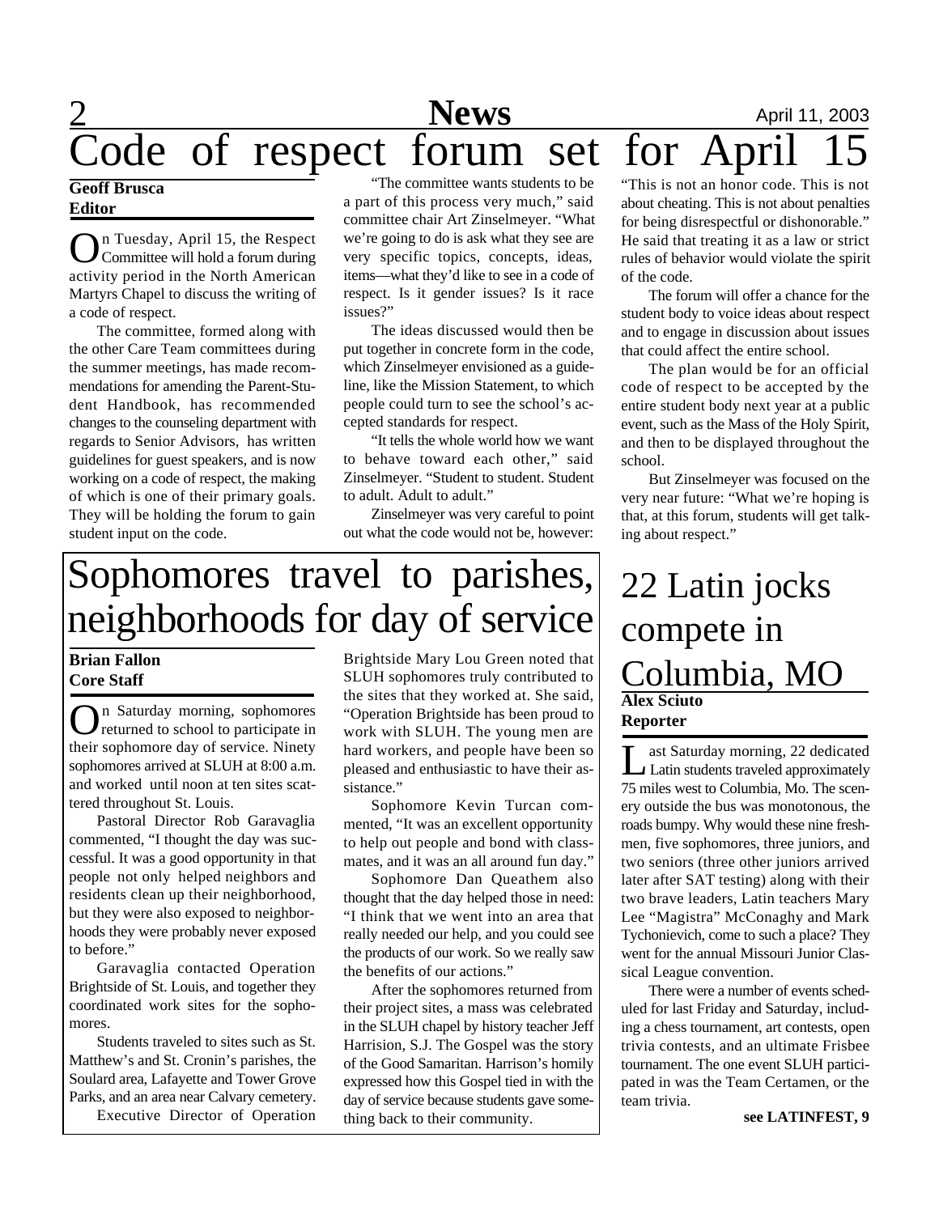# Code of respect forum set for April 15

**Geoff Brusca**
**Editor**

On Tuesday, April 15, the Respect Committee will hold a forum during activity period in the North American Martyrs Chapel to discuss the writing of a code of respect.

The committee, formed along with the other Care Team committees during the summer meetings, has made recommendations for amending the Parent-Student Handbook, has recommended changes to the counseling department with regards to Senior Advisors, has written guidelines for guest speakers, and is now working on a code of respect, the making of which is one of their primary goals. They will be holding the forum to gain student input on the code.

"The committee wants students to be a part of this process very much," said committee chair Art Zinselmeyer. "What we're going to do is ask what they see are very specific topics, concepts, ideas, items—what they'd like to see in a code of respect. Is it gender issues? Is it race issues?"

The ideas discussed would then be put together in concrete form in the code, which Zinselmeyer envisioned as a guideline, like the Mission Statement, to which people could turn to see the school's accepted standards for respect.

"It tells the whole world how we want to behave toward each other," said Zinselmeyer. "Student to student. Student to adult. Adult to adult."

Zinselmeyer was very careful to point out what the code would not be, however: "This is not an honor code. This is not about cheating. This is not about penalties for being disrespectful or dishonorable." He said that treating it as a law or strict rules of behavior would violate the spirit of the code.

The forum will offer a chance for the student body to voice ideas about respect and to engage in discussion about issues that could affect the entire school.

The plan would be for an official code of respect to be accepted by the entire student body next year at a public event, such as the Mass of the Holy Spirit, and then to be displayed throughout the school.

But Zinselmeyer was focused on the very near future: "What we're hoping is that, at this forum, students will get talking about respect."

# Sophomores travel to parishes, neighborhoods for day of service

**Brian Fallon**
**Core Staff**

On Saturday morning, sophomores returned to school to participate in their sophomore day of service. Ninety sophomores arrived at SLUH at 8:00 a.m. and worked until noon at ten sites scattered throughout St. Louis.

Pastoral Director Rob Garavaglia commented, "I thought the day was successful. It was a good opportunity in that people not only helped neighbors and residents clean up their neighborhood, but they were also exposed to neighborhoods they were probably never exposed to before."

Garavaglia contacted Operation Brightside of St. Louis, and together they coordinated work sites for the sophomores.

Students traveled to sites such as St. Matthew's and St. Cronin's parishes, the Soulard area, Lafayette and Tower Grove Parks, and an area near Calvary cemetery.

Executive Director of Operation Brightside Mary Lou Green noted that SLUH sophomores truly contributed to the sites that they worked at. She said, "Operation Brightside has been proud to work with SLUH. The young men are hard workers, and people have been so pleased and enthusiastic to have their assistance."

Sophomore Kevin Turcan commented, "It was an excellent opportunity to help out people and bond with classmates, and it was an all around fun day."

Sophomore Dan Queathem also thought that the day helped those in need: "I think that we went into an area that really needed our help, and you could see the products of our work. So we really saw the benefits of our actions."

After the sophomores returned from their project sites, a mass was celebrated in the SLUH chapel by history teacher Jeff Harrision, S.J. The Gospel was the story of the Good Samaritan. Harrison's homily expressed how this Gospel tied in with the day of service because students gave something back to their community.

# 22 Latin jocks compete in Columbia, MO

**Alex Sciuto**
**Reporter**

Last Saturday morning, 22 dedicated Latin students traveled approximately 75 miles west to Columbia, Mo. The scenery outside the bus was monotonous, the roads bumpy. Why would these nine freshmen, five sophomores, three juniors, and two seniors (three other juniors arrived later after SAT testing) along with their two brave leaders, Latin teachers Mary Lee "Magistra" McConaghy and Mark Tychonievich, come to such a place? They went for the annual Missouri Junior Classical League convention.

There were a number of events scheduled for last Friday and Saturday, including a chess tournament, art contests, open trivia contests, and an ultimate Frisbee tournament. The one event SLUH participated in was the Team Certamen, or the team trivia.

**see LATINFEST, 9**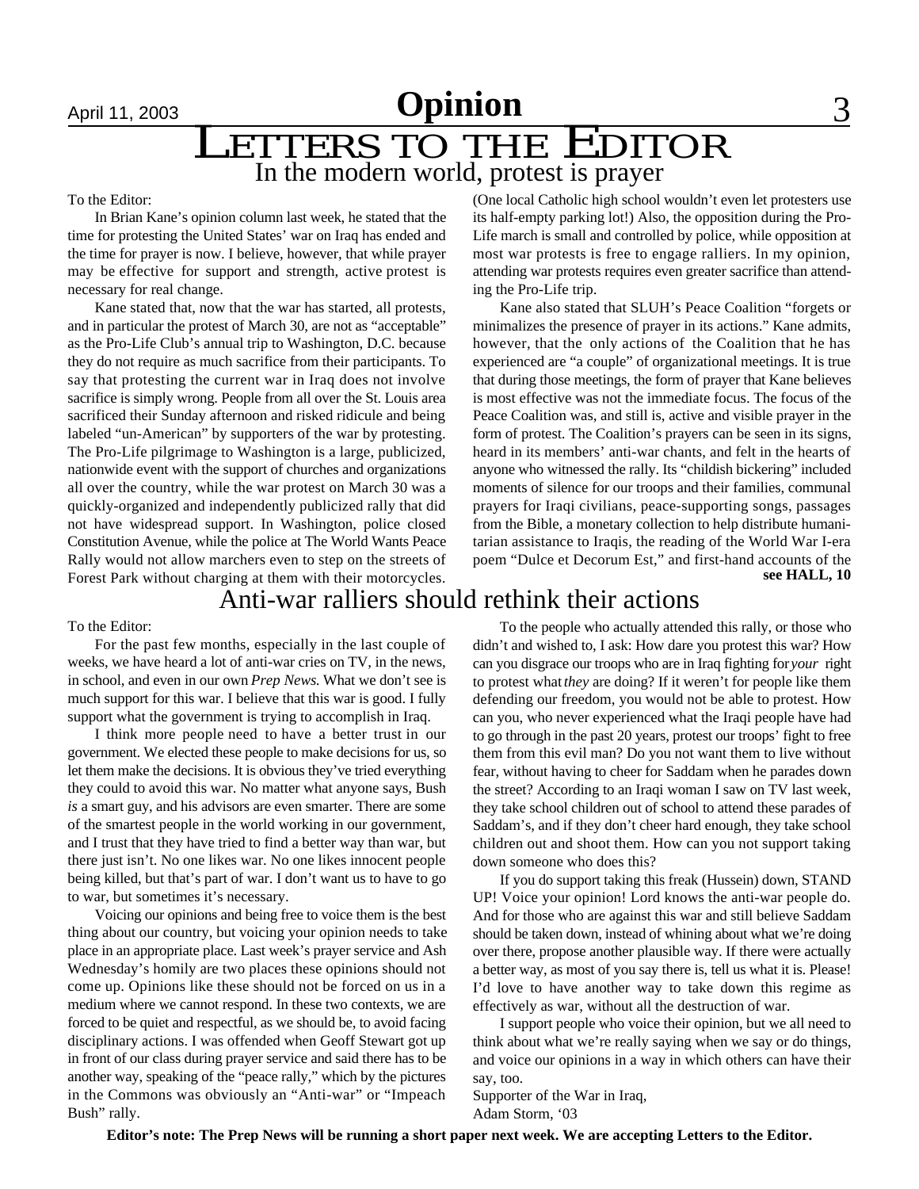# Opinion

# LETTERS TO THE EDITOR

## In the modern world, protest is prayer

To the Editor:

In Brian Kane's opinion column last week, he stated that the time for protesting the United States' war on Iraq has ended and the time for prayer is now. I believe, however, that while prayer may be effective for support and strength, active protest is necessary for real change.

Kane stated that, now that the war has started, all protests, and in particular the protest of March 30, are not as "acceptable" as the Pro-Life Club's annual trip to Washington, D.C. because they do not require as much sacrifice from their participants. To say that protesting the current war in Iraq does not involve sacrifice is simply wrong. People from all over the St. Louis area sacrificed their Sunday afternoon and risked ridicule and being labeled "un-American" by supporters of the war by protesting. The Pro-Life pilgrimage to Washington is a large, publicized, nationwide event with the support of churches and organizations all over the country, while the war protest on March 30 was a quickly-organized and independently publicized rally that did not have widespread support. In Washington, police closed Constitution Avenue, while the police at The World Wants Peace Rally would not allow marchers even to step on the streets of Forest Park without charging at them with their motorcycles. (One local Catholic high school wouldn't even let protesters use its half-empty parking lot!) Also, the opposition during the Pro-Life march is small and controlled by police, while opposition at most war protests is free to engage ralliers. In my opinion, attending war protests requires even greater sacrifice than attending the Pro-Life trip.

Kane also stated that SLUH's Peace Coalition "forgets or minimalizes the presence of prayer in its actions." Kane admits, however, that the only actions of the Coalition that he has experienced are "a couple" of organizational meetings. It is true that during those meetings, the form of prayer that Kane believes is most effective was not the immediate focus. The focus of the Peace Coalition was, and still is, active and visible prayer in the form of protest. The Coalition's prayers can be seen in its signs, heard in its members' anti-war chants, and felt in the hearts of anyone who witnessed the rally. Its "childish bickering" included moments of silence for our troops and their families, communal prayers for Iraqi civilians, peace-supporting songs, passages from the Bible, a monetary collection to help distribute humanitarian assistance to Iraqis, the reading of the World War I-era poem "Dulce et Decorum Est," and first-hand accounts of the

**see HALL, 10**

## Anti-war ralliers should rethink their actions

To the Editor:

For the past few months, especially in the last couple of weeks, we have heard a lot of anti-war cries on TV, in the news, in school, and even in our own *Prep News.* What we don't see is much support for this war. I believe that this war is good. I fully support what the government is trying to accomplish in Iraq.

I think more people need to have a better trust in our government. We elected these people to make decisions for us, so let them make the decisions. It is obvious they've tried everything they could to avoid this war. No matter what anyone says, Bush *is* a smart guy, and his advisors are even smarter. There are some of the smartest people in the world working in our government, and I trust that they have tried to find a better way than war, but there just isn't. No one likes war. No one likes innocent people being killed, but that's part of war. I don't want us to have to go to war, but sometimes it's necessary.

Voicing our opinions and being free to voice them is the best thing about our country, but voicing your opinion needs to take place in an appropriate place. Last week's prayer service and Ash Wednesday's homily are two places these opinions should not come up. Opinions like these should not be forced on us in a medium where we cannot respond. In these two contexts, we are forced to be quiet and respectful, as we should be, to avoid facing disciplinary actions. I was offended when Geoff Stewart got up in front of our class during prayer service and said there has to be another way, speaking of the "peace rally," which by the pictures in the Commons was obviously an "Anti-war" or "Impeach Bush" rally.

To the people who actually attended this rally, or those who didn't and wished to, I ask: How dare you protest this war? How can you disgrace our troops who are in Iraq fighting for *your* right to protest what *they* are doing? If it weren't for people like them defending our freedom, you would not be able to protest. How can you, who never experienced what the Iraqi people have had to go through in the past 20 years, protest our troops' fight to free them from this evil man? Do you not want them to live without fear, without having to cheer for Saddam when he parades down the street? According to an Iraqi woman I saw on TV last week, they take school children out of school to attend these parades of Saddam's, and if they don't cheer hard enough, they take school children out and shoot them. How can you not support taking down someone who does this?

If you do support taking this freak (Hussein) down, STAND UP! Voice your opinion! Lord knows the anti-war people do. And for those who are against this war and still believe Saddam should be taken down, instead of whining about what we're doing over there, propose another plausible way. If there were actually a better way, as most of you say there is, tell us what it is. Please! I'd love to have another way to take down this regime as effectively as war, without all the destruction of war.

I support people who voice their opinion, but we all need to think about what we're really saying when we say or do things, and voice our opinions in a way in which others can have their say, too.

Supporter of the War in Iraq,
Adam Storm, '03

**Editor's note: The Prep News will be running a short paper next week. We are accepting Letters to the Editor.**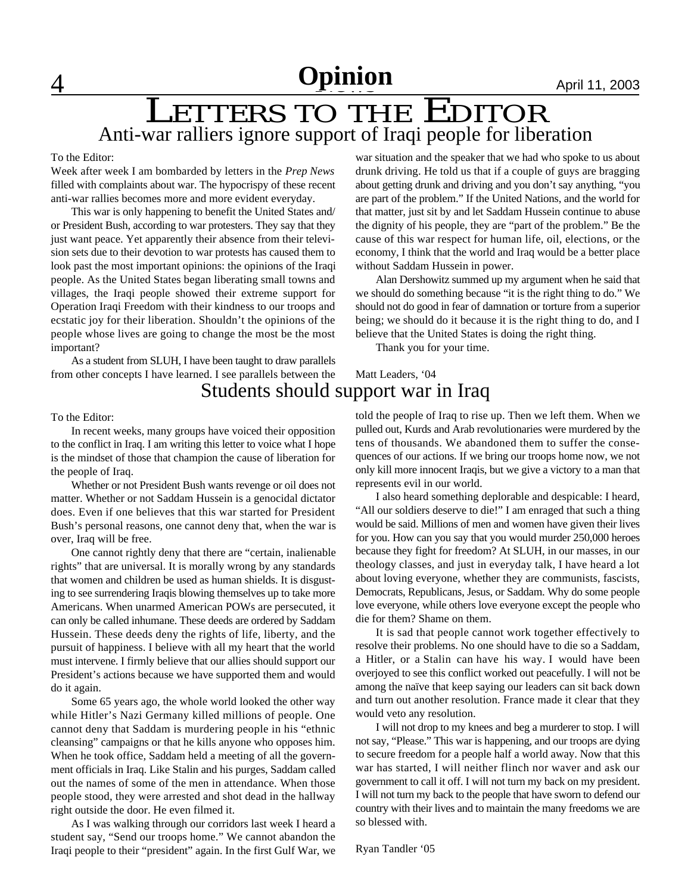# Opinion

# LETTERS TO THE EDITOR

## Anti-war ralliers ignore support of Iraqi people for liberation

To the Editor:

Week after week I am bombarded by letters in the *Prep News* filled with complaints about war. The hypocrispy of these recent anti-war rallies becomes more and more evident everyday.

This war is only happening to benefit the United States and/or President Bush, according to war protesters. They say that they just want peace. Yet apparently their absence from their television sets due to their devotion to war protests has caused them to look past the most important opinions: the opinions of the Iraqi people. As the United States began liberating small towns and villages, the Iraqi people showed their extreme support for Operation Iraqi Freedom with their kindness to our troops and ecstatic joy for their liberation. Shouldn't the opinions of the people whose lives are going to change the most be the most important?

As a student from SLUH, I have been taught to draw parallels from other concepts I have learned. I see parallels between the war situation and the speaker that we had who spoke to us about drunk driving. He told us that if a couple of guys are bragging about getting drunk and driving and you don't say anything, "you are part of the problem." If the United Nations, and the world for that matter, just sit by and let Saddam Hussein continue to abuse the dignity of his people, they are "part of the problem." Be the cause of this war respect for human life, oil, elections, or the economy, I think that the world and Iraq would be a better place without Saddam Hussein in power.

Alan Dershowitz summed up my argument when he said that we should do something because "it is the right thing to do." We should not do good in fear of damnation or torture from a superior being; we should do it because it is the right thing to do, and I believe that the United States is doing the right thing.

Thank you for your time.

Matt Leaders, '04

## Students should support war in Iraq

To the Editor:

In recent weeks, many groups have voiced their opposition to the conflict in Iraq. I am writing this letter to voice what I hope is the mindset of those that champion the cause of liberation for the people of Iraq.

Whether or not President Bush wants revenge or oil does not matter. Whether or not Saddam Hussein is a genocidal dictator does. Even if one believes that this war started for President Bush's personal reasons, one cannot deny that, when the war is over, Iraq will be free.

One cannot rightly deny that there are "certain, inalienable rights" that are universal. It is morally wrong by any standards that women and children be used as human shields. It is disgusting to see surrendering Iraqis blowing themselves up to take more Americans. When unarmed American POWs are persecuted, it can only be called inhumane. These deeds are ordered by Saddam Hussein. These deeds deny the rights of life, liberty, and the pursuit of happiness. I believe with all my heart that the world must intervene. I firmly believe that our allies should support our President's actions because we have supported them and would do it again.

Some 65 years ago, the whole world looked the other way while Hitler's Nazi Germany killed millions of people. One cannot deny that Saddam is murdering people in his "ethnic cleansing" campaigns or that he kills anyone who opposes him. When he took office, Saddam held a meeting of all the government officials in Iraq. Like Stalin and his purges, Saddam called out the names of some of the men in attendance. When those people stood, they were arrested and shot dead in the hallway right outside the door. He even filmed it.

As I was walking through our corridors last week I heard a student say, "Send our troops home." We cannot abandon the Iraqi people to their "president" again. In the first Gulf War, we told the people of Iraq to rise up. Then we left them. When we pulled out, Kurds and Arab revolutionaries were murdered by the tens of thousands. We abandoned them to suffer the consequences of our actions. If we bring our troops home now, we not only kill more innocent Iraqis, but we give a victory to a man that represents evil in our world.

I also heard something deplorable and despicable: I heard, "All our soldiers deserve to die!" I am enraged that such a thing would be said. Millions of men and women have given their lives for you. How can you say that you would murder 250,000 heroes because they fight for freedom? At SLUH, in our masses, in our theology classes, and just in everyday talk, I have heard a lot about loving everyone, whether they are communists, fascists, Democrats, Republicans, Jesus, or Saddam. Why do some people love everyone, while others love everyone except the people who die for them? Shame on them.

It is sad that people cannot work together effectively to resolve their problems. No one should have to die so a Saddam, a Hitler, or a Stalin can have his way. I would have been overjoyed to see this conflict worked out peacefully. I will not be among the naïve that keep saying our leaders can sit back down and turn out another resolution. France made it clear that they would veto any resolution.

I will not drop to my knees and beg a murderer to stop. I will not say, "Please." This war is happening, and our troops are dying to secure freedom for a people half a world away. Now that this war has started, I will neither flinch nor waver and ask our government to call it off. I will not turn my back on my president. I will not turn my back to the people that have sworn to defend our country with their lives and to maintain the many freedoms we are so blessed with.

Ryan Tandler '05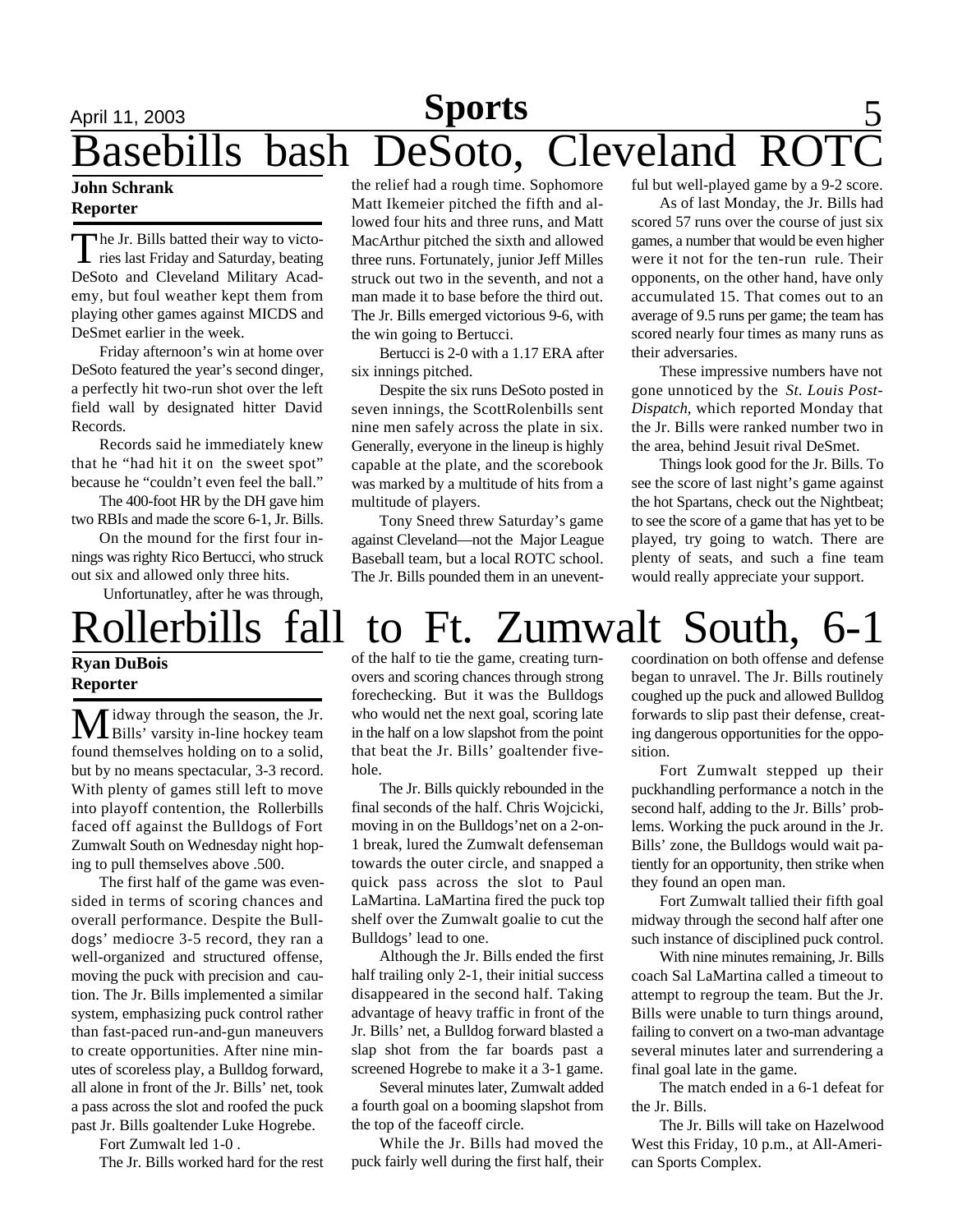# Basebills bash DeSoto, Cleveland ROTC

**John Schrank**
**Reporter**

The Jr. Bills batted their way to victories last Friday and Saturday, beating DeSoto and Cleveland Military Academy, but foul weather kept them from playing other games against MICDS and DeSmet earlier in the week.

Friday afternoon's win at home over DeSoto featured the year's second dinger, a perfectly hit two-run shot over the left field wall by designated hitter David Records.

Records said he immediately knew that he "had hit it on the sweet spot" because he "couldn't even feel the ball."

The 400-foot HR by the DH gave him two RBIs and made the score 6-1, Jr. Bills.

On the mound for the first four innings was righty Rico Bertucci, who struck out six and allowed only three hits.

Unfortunatley, after he was through, the relief had a rough time. Sophomore Matt Ikemeier pitched the fifth and allowed four hits and three runs, and Matt MacArthur pitched the sixth and allowed three runs. Fortunately, junior Jeff Milles struck out two in the seventh, and not a man made it to base before the third out. The Jr. Bills emerged victorious 9-6, with the win going to Bertucci.

Bertucci is 2-0 with a 1.17 ERA after six innings pitched.

Despite the six runs DeSoto posted in seven innings, the ScottRolenbills sent nine men safely across the plate in six. Generally, everyone in the lineup is highly capable at the plate, and the scorebook was marked by a multitude of hits from a multitude of players.

Tony Sneed threw Saturday's game against Cleveland—not the Major League Baseball team, but a local ROTC school. The Jr. Bills pounded them in an uneventful but well-played game by a 9-2 score.

As of last Monday, the Jr. Bills had scored 57 runs over the course of just six games, a number that would be even higher were it not for the ten-run rule. Their opponents, on the other hand, have only accumulated 15. That comes out to an average of 9.5 runs per game; the team has scored nearly four times as many runs as their adversaries.

These impressive numbers have not gone unnoticed by the *St. Louis Post-Dispatch*, which reported Monday that the Jr. Bills were ranked number two in the area, behind Jesuit rival DeSmet.

Things look good for the Jr. Bills. To see the score of last night's game against the hot Spartans, check out the Nightbeat; to see the score of a game that has yet to be played, try going to watch. There are plenty of seats, and such a fine team would really appreciate your support.

# Rollerbills fall to Ft. Zumwalt South, 6-1

**Ryan DuBois**
**Reporter**

Midway through the season, the Jr. Bills' varsity in-line hockey team found themselves holding on to a solid, but by no means spectacular, 3-3 record. With plenty of games still left to move into playoff contention, the Rollerbills faced off against the Bulldogs of Fort Zumwalt South on Wednesday night hoping to pull themselves above .500.

The first half of the game was even-sided in terms of scoring chances and overall performance. Despite the Bulldogs' mediocre 3-5 record, they ran a well-organized and structured offense, moving the puck with precision and caution. The Jr. Bills implemented a similar system, emphasizing puck control rather than fast-paced run-and-gun maneuvers to create opportunities. After nine minutes of scoreless play, a Bulldog forward, all alone in front of the Jr. Bills' net, took a pass across the slot and roofed the puck past Jr. Bills goaltender Luke Hogrebe.

Fort Zumwalt led 1-0 .

The Jr. Bills worked hard for the rest of the half to tie the game, creating turnovers and scoring chances through strong forechecking. But it was the Bulldogs who would net the next goal, scoring late in the half on a low slapshot from the point that beat the Jr. Bills' goaltender five-hole.

The Jr. Bills quickly rebounded in the final seconds of the half. Chris Wojcicki, moving in on the Bulldogs'net on a 2-on-1 break, lured the Zumwalt defenseman towards the outer circle, and snapped a quick pass across the slot to Paul LaMartina. LaMartina fired the puck top shelf over the Zumwalt goalie to cut the Bulldogs' lead to one.

Although the Jr. Bills ended the first half trailing only 2-1, their initial success disappeared in the second half. Taking advantage of heavy traffic in front of the Jr. Bills' net, a Bulldog forward blasted a slap shot from the far boards past a screened Hogrebe to make it a 3-1 game.

Several minutes later, Zumwalt added a fourth goal on a booming slapshot from the top of the faceoff circle.

While the Jr. Bills had moved the puck fairly well during the first half, their coordination on both offense and defense began to unravel. The Jr. Bills routinely coughed up the puck and allowed Bulldog forwards to slip past their defense, creating dangerous opportunities for the opposition.

Fort Zumwalt stepped up their puckhandling performance a notch in the second half, adding to the Jr. Bills' problems. Working the puck around in the Jr. Bills' zone, the Bulldogs would wait patiently for an opportunity, then strike when they found an open man.

Fort Zumwalt tallied their fifth goal midway through the second half after one such instance of disciplined puck control.

With nine minutes remaining, Jr. Bills coach Sal LaMartina called a timeout to attempt to regroup the team. But the Jr. Bills were unable to turn things around, failing to convert on a two-man advantage several minutes later and surrendering a final goal late in the game.

The match ended in a 6-1 defeat for the Jr. Bills.

The Jr. Bills will take on Hazelwood West this Friday, 10 p.m., at All-American Sports Complex.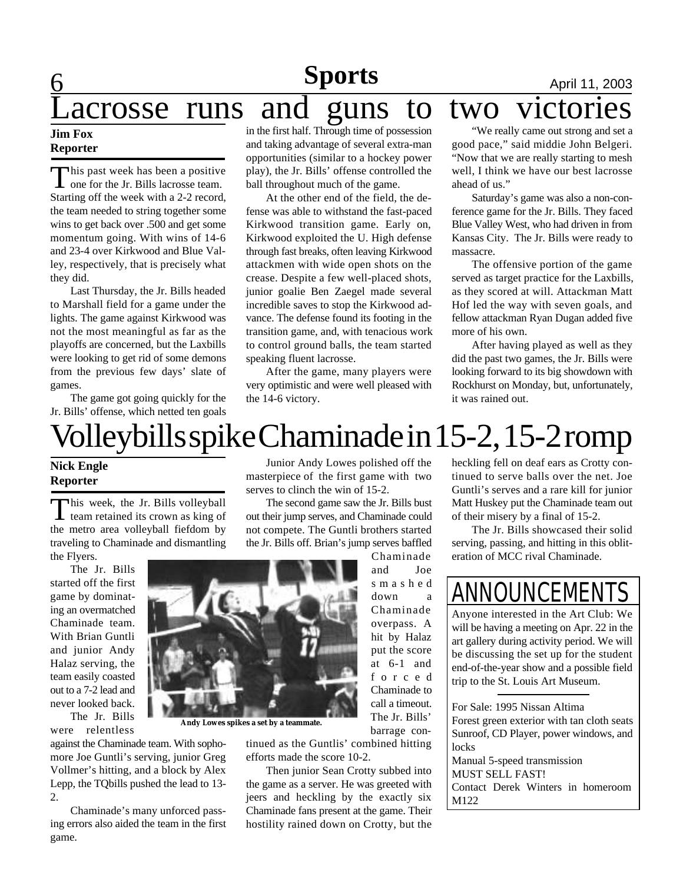# Lacrosse runs and guns to two victories

**Jim Fox**
**Reporter**

This past week has been a positive one for the Jr. Bills lacrosse team. Starting off the week with a 2-2 record, the team needed to string together some wins to get back over .500 and get some momentum going. With wins of 14-6 and 23-4 over Kirkwood and Blue Valley, respectively, that is precisely what they did.

Last Thursday, the Jr. Bills headed to Marshall field for a game under the lights. The game against Kirkwood was not the most meaningful as far as the playoffs are concerned, but the Laxbills were looking to get rid of some demons from the previous few days' slate of games.

The game got going quickly for the Jr. Bills' offense, which netted ten goals in the first half. Through time of possession and taking advantage of several extra-man opportunities (similar to a hockey power play), the Jr. Bills' offense controlled the ball throughout much of the game.

At the other end of the field, the defense was able to withstand the fast-paced Kirkwood transition game. Early on, Kirkwood exploited the U. High defense through fast breaks, often leaving Kirkwood attackmen with wide open shots on the crease. Despite a few well-placed shots, junior goalie Ben Zaegel made several incredible saves to stop the Kirkwood advance. The defense found its footing in the transition game, and, with tenacious work to control ground balls, the team started speaking fluent lacrosse.

After the game, many players were very optimistic and were well pleased with the 14-6 victory.

"We really came out strong and set a good pace," said middie John Belgeri. "Now that we are really starting to mesh well, I think we have our best lacrosse ahead of us."

Saturday's game was also a non-conference game for the Jr. Bills. They faced Blue Valley West, who had driven in from Kansas City. The Jr. Bills were ready to massacre.

The offensive portion of the game served as target practice for the Laxbills, as they scored at will. Attackman Matt Hof led the way with seven goals, and fellow attackman Ryan Dugan added five more of his own.

After having played as well as they did the past two games, the Jr. Bills were looking forward to its big showdown with Rockhurst on Monday, but, unfortunately, it was rained out.

# Volleybills spike Chaminade in 15-2, 15-2 romp

**Nick Engle**
**Reporter**

This week, the Jr. Bills volleyball team retained its crown as king of the metro area volleyball fiefdom by traveling to Chaminade and dismantling the Flyers.

The Jr. Bills started off the first game by dominating an overmatched Chaminade team. With Brian Guntli and junior Andy Halaz serving, the team easily coasted out to a 7-2 lead and never looked back.

The Jr. Bills were relentless against the Chaminade team. With sophomore Joe Guntli's serving, junior Greg Vollmer's hitting, and a block by Alex Lepp, the TQbills pushed the lead to 13-2.

Chaminade's many unforced passing errors also aided the team in the first game.

Junior Andy Lowes polished off the masterpiece of the first game with two serves to clinch the win of 15-2.

The second game saw the Jr. Bills bust out their jump serves, and Chaminade could not compete. The Guntli brothers started the Jr. Bills off. Brian's jump serves baffled Chaminade and Joe smashed down a Chaminade overpass. A hit by Halaz put the score at 6-1 and forced Chaminade to call a timeout. The Jr. Bills' barrage continued as the Guntlis' combined hitting efforts made the score 10-2.

Andy Lowes spikes a set by a teammate.

Then junior Sean Crotty subbed into the game as a server. He was greeted with jeers and heckling by the exactly six Chaminade fans present at the game. Their hostility rained down on Crotty, but the heckling fell on deaf ears as Crotty continued to serve balls over the net. Joe Guntli's serves and a rare kill for junior Matt Huskey put the Chaminade team out of their misery by a final of 15-2.

The Jr. Bills showcased their solid serving, passing, and hitting in this obliteration of MCC rival Chaminade.

## ANNOUNCEMENTS

Anyone interested in the Art Club: We will be having a meeting on Apr. 22 in the art gallery during activity period. We will be discussing the set up for the student end-of-the-year show and a possible field trip to the St. Louis Art Museum.

---

For Sale: 1995 Nissan Altima
Forest green exterior with tan cloth seats
Sunroof, CD Player, power windows, and locks
Manual 5-speed transmission
MUST SELL FAST!
Contact Derek Winters in homeroom M122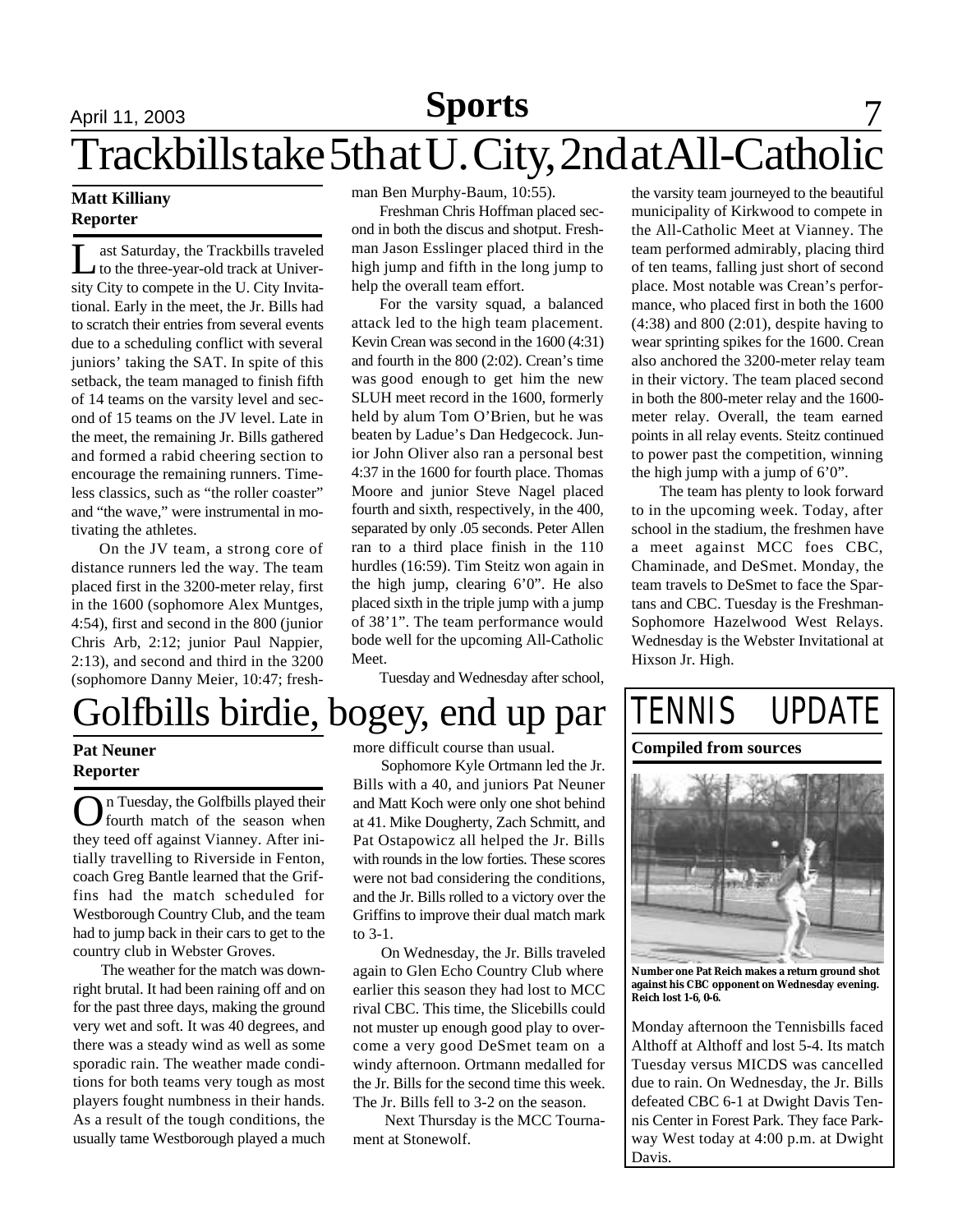Sports

# Trackbills take 5th at U. City, 2nd at All-Catholic

**Matt Killiany**
**Reporter**

Last Saturday, the Trackbills traveled to the three-year-old track at University City to compete in the U. City Invitational. Early in the meet, the Jr. Bills had to scratch their entries from several events due to a scheduling conflict with several juniors' taking the SAT. In spite of this setback, the team managed to finish fifth of 14 teams on the varsity level and second of 15 teams on the JV level. Late in the meet, the remaining Jr. Bills gathered and formed a rabid cheering section to encourage the remaining runners. Timeless classics, such as "the roller coaster" and "the wave," were instrumental in motivating the athletes.

On the JV team, a strong core of distance runners led the way. The team placed first in the 3200-meter relay, first in the 1600 (sophomore Alex Muntges, 4:54), first and second in the 800 (junior Chris Arb, 2:12; junior Paul Nappier, 2:13), and second and third in the 3200 (sophomore Danny Meier, 10:47; freshman Ben Murphy-Baum, 10:55).

Freshman Chris Hoffman placed second in both the discus and shotput. Freshman Jason Esslinger placed third in the high jump and fifth in the long jump to help the overall team effort.

For the varsity squad, a balanced attack led to the high team placement. Kevin Crean was second in the 1600 (4:31) and fourth in the 800 (2:02). Crean's time was good enough to get him the new SLUH meet record in the 1600, formerly held by alum Tom O'Brien, but he was beaten by Ladue's Dan Hedgecock. Junior John Oliver also ran a personal best 4:37 in the 1600 for fourth place. Thomas Moore and junior Steve Nagel placed fourth and sixth, respectively, in the 400, separated by only .05 seconds. Peter Allen ran to a third place finish in the 110 hurdles (16:59). Tim Steitz won again in the high jump, clearing 6'0". He also placed sixth in the triple jump with a jump of 38'1". The team performance would bode well for the upcoming All-Catholic Meet.

Tuesday and Wednesday after school, the varsity team journeyed to the beautiful municipality of Kirkwood to compete in the All-Catholic Meet at Vianney. The team performed admirably, placing third of ten teams, falling just short of second place. Most notable was Crean's performance, who placed first in both the 1600 (4:38) and 800 (2:01), despite having to wear sprinting spikes for the 1600. Crean also anchored the 3200-meter relay team in their victory. The team placed second in both the 800-meter relay and the 1600-meter relay. Overall, the team earned points in all relay events. Steitz continued to power past the competition, winning the high jump with a jump of 6'0".

The team has plenty to look forward to in the upcoming week. Today, after school in the stadium, the freshmen have a meet against MCC foes CBC, Chaminade, and DeSmet. Monday, the team travels to DeSmet to face the Spartans and CBC. Tuesday is the Freshman-Sophomore Hazelwood West Relays. Wednesday is the Webster Invitational at Hixson Jr. High.

# Golfbills birdie, bogey, end up par

**Pat Neuner**
**Reporter**

On Tuesday, the Golfbills played their fourth match of the season when they teed off against Vianney. After initially travelling to Riverside in Fenton, coach Greg Bantle learned that the Griffins had the match scheduled for Westborough Country Club, and the team had to jump back in their cars to get to the country club in Webster Groves.

The weather for the match was downright brutal. It had been raining off and on for the past three days, making the ground very wet and soft. It was 40 degrees, and there was a steady wind as well as some sporadic rain. The weather made conditions for both teams very tough as most players fought numbness in their hands. As a result of the tough conditions, the usually tame Westborough played a much more difficult course than usual.

Sophomore Kyle Ortmann led the Jr. Bills with a 40, and juniors Pat Neuner and Matt Koch were only one shot behind at 41. Mike Dougherty, Zach Schmitt, and Pat Ostapowicz all helped the Jr. Bills with rounds in the low forties. These scores were not bad considering the conditions, and the Jr. Bills rolled to a victory over the Griffins to improve their dual match mark to 3-1.

On Wednesday, the Jr. Bills traveled again to Glen Echo Country Club where earlier this season they had lost to MCC rival CBC. This time, the Slicebills could not muster up enough good play to overcome a very good DeSmet team on a windy afternoon. Ortmann medalled for the Jr. Bills for the second time this week. The Jr. Bills fell to 3-2 on the season.

Next Thursday is the MCC Tournament at Stonewolf.

# TENNIS UPDATE

**Compiled from sources**

**Number one Pat Reich makes a return ground shot against his CBC opponent on Wednesday evening. Reich lost 1-6, 0-6.**

Monday afternoon the Tennisbills faced Althoff at Althoff and lost 5-4. Its match Tuesday versus MICDS was cancelled due to rain. On Wednesday, the Jr. Bills defeated CBC 6-1 at Dwight Davis Tennis Center in Forest Park. They face Parkway West today at 4:00 p.m. at Dwight Davis.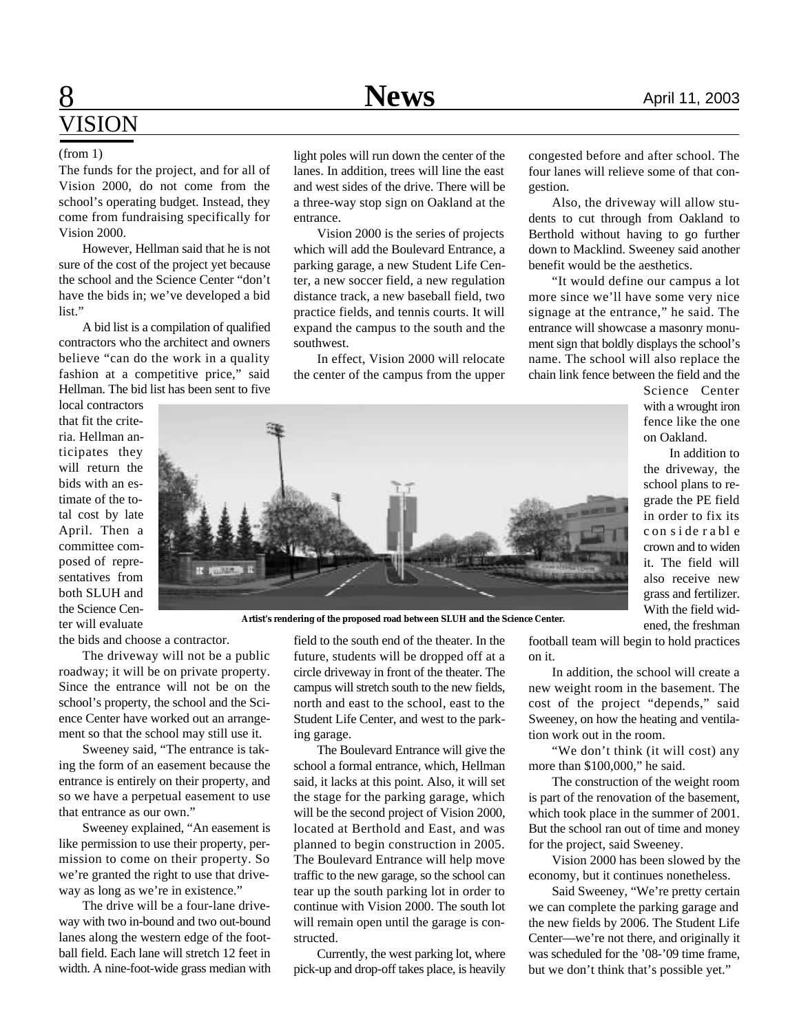## VISION

(from 1)

The funds for the project, and for all of Vision 2000, do not come from the school's operating budget. Instead, they come from fundraising specifically for Vision 2000.

However, Hellman said that he is not sure of the cost of the project yet because the school and the Science Center "don't have the bids in; we've developed a bid list."

A bid list is a compilation of qualified contractors who the architect and owners believe "can do the work in a quality fashion at a competitive price," said Hellman. The bid list has been sent to five local contractors that fit the criteria. Hellman anticipates they will return the bids with an estimate of the total cost by late April. Then a committee composed of representatives from both SLUH and the Science Center will evaluate the bids and choose a contractor.

The driveway will not be a public roadway; it will be on private property. Since the entrance will not be on the school's property, the school and the Science Center have worked out an arrangement so that the school may still use it.

Sweeney said, "The entrance is taking the form of an easement because the entrance is entirely on their property, and so we have a perpetual easement to use that entrance as our own."

Sweeney explained, "An easement is like permission to use their property, permission to come on their property. So we're granted the right to use that driveway as long as we're in existence."

The drive will be a four-lane driveway with two in-bound and two out-bound lanes along the western edge of the football field. Each lane will stretch 12 feet in width. A nine-foot-wide grass median with light poles will run down the center of the lanes. In addition, trees will line the east and west sides of the drive. There will be a three-way stop sign on Oakland at the entrance.

Vision 2000 is the series of projects which will add the Boulevard Entrance, a parking garage, a new Student Life Center, a new soccer field, a new regulation distance track, a new baseball field, two practice fields, and tennis courts. It will expand the campus to the south and the southwest.

In effect, Vision 2000 will relocate the center of the campus from the upper field to the south end of the theater. In the future, students will be dropped off at a circle driveway in front of the theater. The campus will stretch south to the new fields, north and east to the school, east to the Student Life Center, and west to the parking garage.

The Boulevard Entrance will give the school a formal entrance, which, Hellman said, it lacks at this point. Also, it will set the stage for the parking garage, which will be the second project of Vision 2000, located at Berthold and East, and was planned to begin construction in 2005. The Boulevard Entrance will help move traffic to the new garage, so the school can tear up the south parking lot in order to continue with Vision 2000. The south lot will remain open until the garage is constructed.

Currently, the west parking lot, where pick-up and drop-off takes place, is heavily congested before and after school. The four lanes will relieve some of that congestion.

Also, the driveway will allow students to cut through from Oakland to Berthold without having to go further down to Macklind. Sweeney said another benefit would be the aesthetics.

"It would define our campus a lot more since we'll have some very nice signage at the entrance," he said. The entrance will showcase a masonry monument sign that boldly displays the school's name. The school will also replace the chain link fence between the field and the Science Center with a wrought iron fence like the one on Oakland.

**Artist's rendering of the proposed road between SLUH and the Science Center.**

In addition to the driveway, the school plans to regrade the PE field in order to fix its considerable crown and to widen it. The field will also receive new grass and fertilizer. With the field widened, the freshman football team will begin to hold practices on it.

In addition, the school will create a new weight room in the basement. The cost of the project "depends," said Sweeney, on how the heating and ventilation work out in the room.

"We don't think (it will cost) any more than $100,000," he said.

The construction of the weight room is part of the renovation of the basement, which took place in the summer of 2001. But the school ran out of time and money for the project, said Sweeney.

Vision 2000 has been slowed by the economy, but it continues nonetheless.

Said Sweeney, "We're pretty certain we can complete the parking garage and the new fields by 2006. The Student Life Center—we're not there, and originally it was scheduled for the '08-'09 time frame, but we don't think that's possible yet."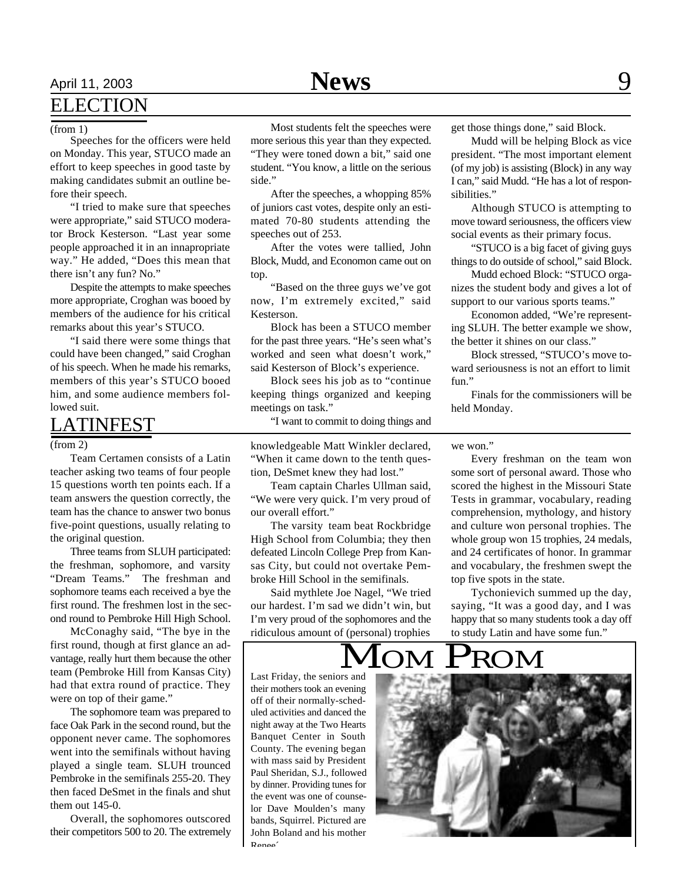# ELECTION

(from 1)

Speeches for the officers were held on Monday. This year, STUCO made an effort to keep speeches in good taste by making candidates submit an outline before their speech.

"I tried to make sure that speeches were appropriate," said STUCO moderator Brock Kesterson. "Last year some people approached it in an innapropriate way." He added, "Does this mean that there isn't any fun? No."

Despite the attempts to make speeches more appropriate, Croghan was booed by members of the audience for his critical remarks about this year's STUCO.

"I said there were some things that could have been changed," said Croghan of his speech. When he made his remarks, members of this year's STUCO booed him, and some audience members followed suit.

Most students felt the speeches were more serious this year than they expected. "They were toned down a bit," said one student. "You know, a little on the serious side."

After the speeches, a whopping 85% of juniors cast votes, despite only an estimated 70-80 students attending the speeches out of 253.

After the votes were tallied, John Block, Mudd, and Economon came out on top.

"Based on the three guys we've got now, I'm extremely excited," said Kesterson.

Block has been a STUCO member for the past three years. "He's seen what's worked and seen what doesn't work," said Kesterson of Block's experience.

Block sees his job as to "continue keeping things organized and keeping meetings on task."

"I want to commit to doing things and get those things done," said Block.

Mudd will be helping Block as vice president. "The most important element (of my job) is assisting (Block) in any way I can," said Mudd. "He has a lot of responsibilities."

Although STUCO is attempting to move toward seriousness, the officers view social events as their primary focus.

"STUCO is a big facet of giving guys things to do outside of school," said Block.

Mudd echoed Block: "STUCO organizes the student body and gives a lot of support to our various sports teams."

Economon added, "We're representing SLUH. The better example we show, the better it shines on our class."

Block stressed, "STUCO's move toward seriousness is not an effort to limit fun."

Finals for the commissioners will be held Monday.

# LATINFEST

(from 2)

Team Certamen consists of a Latin teacher asking two teams of four people 15 questions worth ten points each. If a team answers the question correctly, the team has the chance to answer two bonus five-point questions, usually relating to the original question.

Three teams from SLUH participated: the freshman, sophomore, and varsity "Dream Teams." The freshman and sophomore teams each received a bye the first round. The freshmen lost in the second round to Pembroke Hill High School.

McConaghy said, "The bye in the first round, though at first glance an advantage, really hurt them because the other team (Pembroke Hill from Kansas City) had that extra round of practice. They were on top of their game."

The sophomore team was prepared to face Oak Park in the second round, but the opponent never came. The sophomores went into the semifinals without having played a single team. SLUH trounced Pembroke in the semifinals 255-20. They then faced DeSmet in the finals and shut them out 145-0.

Overall, the sophomores outscored their competitors 500 to 20. The extremely knowledgeable Matt Winkler declared, "When it came down to the tenth question, DeSmet knew they had lost."

Team captain Charles Ullman said, "We were very quick. I'm very proud of our overall effort."

The varsity team beat Rockbridge High School from Columbia; they then defeated Lincoln College Prep from Kansas City, but could not overtake Pembroke Hill School in the semifinals.

Said mythlete Joe Nagel, "We tried our hardest. I'm sad we didn't win, but I'm very proud of the sophomores and the ridiculous amount of (personal) trophies we won."

Every freshman on the team won some sort of personal award. Those who scored the highest in the Missouri State Tests in grammar, vocabulary, reading comprehension, mythology, and history and culture won personal trophies. The whole group won 15 trophies, 24 medals, and 24 certificates of honor. In grammar and vocabulary, the freshmen swept the top five spots in the state.

Tychonievich summed up the day, saying, "It was a good day, and I was happy that so many students took a day off to study Latin and have some fun."

# MOM PROM

Last Friday, the seniors and their mothers took an evening off of their normally-scheduled activities and danced the night away at the Two Hearts Banquet Center in South County. The evening began with mass said by President Paul Sheridan, S.J., followed by dinner. Providing tunes for the event was one of counselor Dave Moulden's many bands, Squirrel. Pictured are John Boland and his mother Renee´.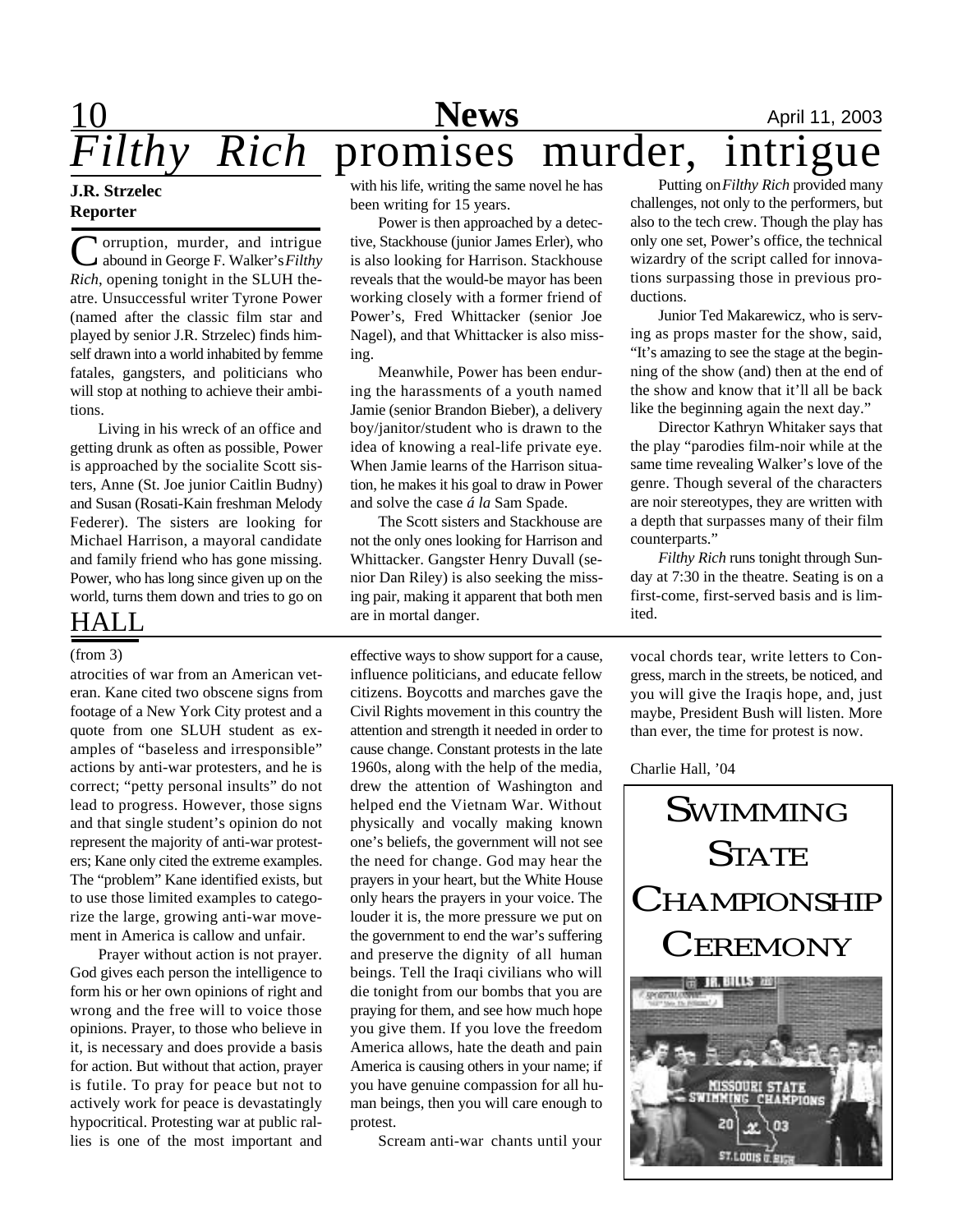# *Filthy Rich* promises murder, intrigue

**J.R. Strzelec**
**Reporter**

Corruption, murder, and intrigue abound in George F. Walker's *Filthy Rich*, opening tonight in the SLUH theatre. Unsuccessful writer Tyrone Power (named after the classic film star and played by senior J.R. Strzelec) finds himself drawn into a world inhabited by femme fatales, gangsters, and politicians who will stop at nothing to achieve their ambitions.

Living in his wreck of an office and getting drunk as often as possible, Power is approached by the socialite Scott sisters, Anne (St. Joe junior Caitlin Budny) and Susan (Rosati-Kain freshman Melody Federer). The sisters are looking for Michael Harrison, a mayoral candidate and family friend who has gone missing. Power, who has long since given up on the world, turns them down and tries to go on with his life, writing the same novel he has been writing for 15 years.

Power is then approached by a detective, Stackhouse (junior James Erler), who is also looking for Harrison. Stackhouse reveals that the would-be mayor has been working closely with a former friend of Power's, Fred Whittacker (senior Joe Nagel), and that Whittacker is also missing.

Meanwhile, Power has been enduring the harassments of a youth named Jamie (senior Brandon Bieber), a delivery boy/janitor/student who is drawn to the idea of knowing a real-life private eye. When Jamie learns of the Harrison situation, he makes it his goal to draw in Power and solve the case *á la* Sam Spade.

The Scott sisters and Stackhouse are not the only ones looking for Harrison and Whittacker. Gangster Henry Duvall (senior Dan Riley) is also seeking the missing pair, making it apparent that both men are in mortal danger.

Putting on *Filthy Rich* provided many challenges, not only to the performers, but also to the tech crew. Though the play has only one set, Power's office, the technical wizardry of the script called for innovations surpassing those in previous productions.

Junior Ted Makarewicz, who is serving as props master for the show, said, "It's amazing to see the stage at the beginning of the show (and) then at the end of the show and know that it'll all be back like the beginning again the next day."

Director Kathryn Whitaker says that the play "parodies film-noir while at the same time revealing Walker's love of the genre. Though several of the characters are noir stereotypes, they are written with a depth that surpasses many of their film counterparts."

*Filthy Rich* runs tonight through Sunday at 7:30 in the theatre. Seating is on a first-come, first-served basis and is limited.

## HALL

(from 3)

atrocities of war from an American veteran. Kane cited two obscene signs from footage of a New York City protest and a quote from one SLUH student as examples of "baseless and irresponsible" actions by anti-war protesters, and he is correct; "petty personal insults" do not lead to progress. However, those signs and that single student's opinion do not represent the majority of anti-war protesters; Kane only cited the extreme examples. The "problem" Kane identified exists, but to use those limited examples to categorize the large, growing anti-war movement in America is callow and unfair.

Prayer without action is not prayer. God gives each person the intelligence to form his or her own opinions of right and wrong and the free will to voice those opinions. Prayer, to those who believe in it, is necessary and does provide a basis for action. But without that action, prayer is futile. To pray for peace but not to actively work for peace is devastatingly hypocritical. Protesting war at public rallies is one of the most important and effective ways to show support for a cause, influence politicians, and educate fellow citizens. Boycotts and marches gave the Civil Rights movement in this country the attention and strength it needed in order to cause change. Constant protests in the late 1960s, along with the help of the media, drew the attention of Washington and helped end the Vietnam War. Without physically and vocally making known one's beliefs, the government will not see the need for change. God may hear the prayers in your heart, but the White House only hears the prayers in your voice. The louder it is, the more pressure we put on the government to end the war's suffering and preserve the dignity of all human beings. Tell the Iraqi civilians who will die tonight from our bombs that you are praying for them, and see how much hope you give them. If you love the freedom America allows, hate the death and pain America is causing others in your name; if you have genuine compassion for all human beings, then you will care enough to protest.

Scream anti-war chants until your vocal chords tear, write letters to Congress, march in the streets, be noticed, and you will give the Iraqis hope, and, just maybe, President Bush will listen. More than ever, the time for protest is now.

Charlie Hall, '04

## Swimming State Championship Ceremony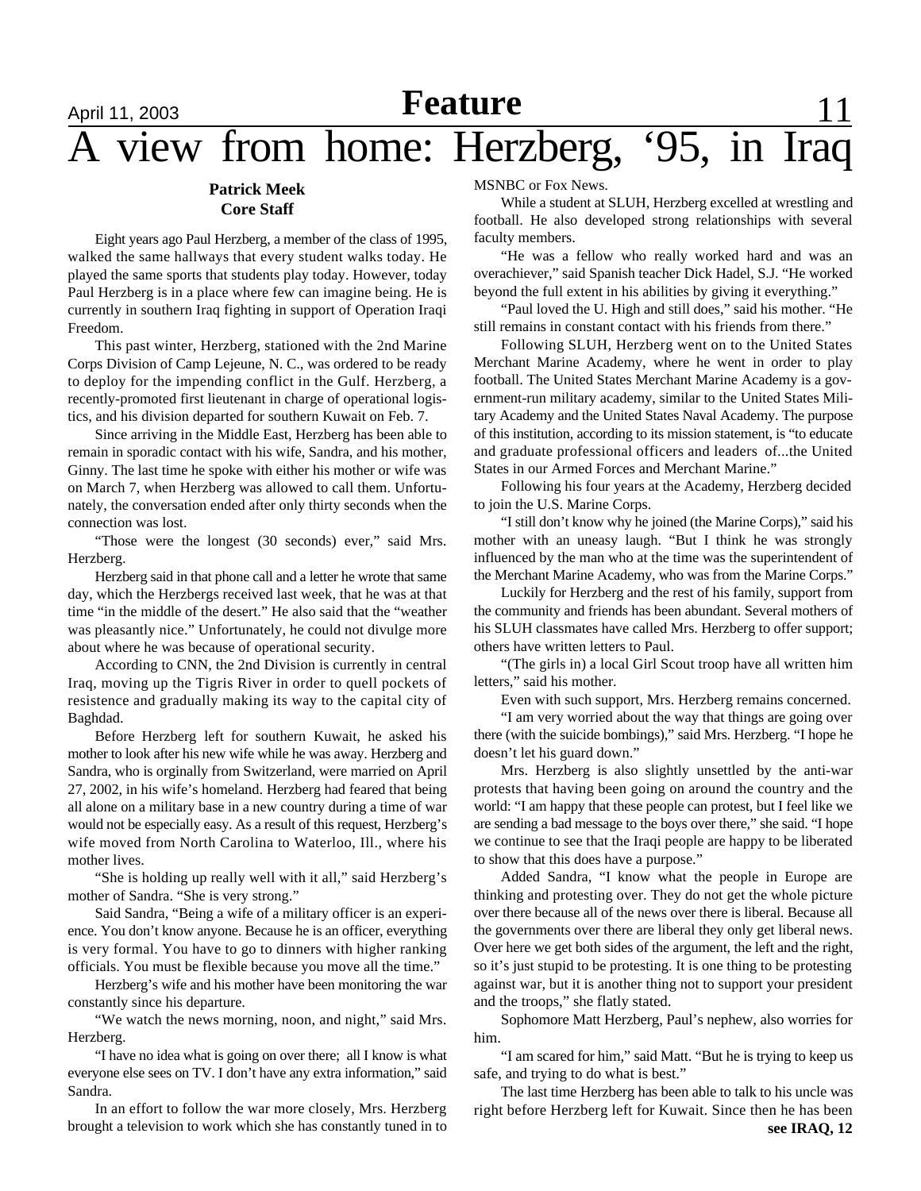# A view from home: Herzberg, '95, in Iraq

**Patrick Meek**
**Core Staff**

Eight years ago Paul Herzberg, a member of the class of 1995, walked the same hallways that every student walks today. He played the same sports that students play today. However, today Paul Herzberg is in a place where few can imagine being. He is currently in southern Iraq fighting in support of Operation Iraqi Freedom.

This past winter, Herzberg, stationed with the 2nd Marine Corps Division of Camp Lejeune, N. C., was ordered to be ready to deploy for the impending conflict in the Gulf. Herzberg, a recently-promoted first lieutenant in charge of operational logistics, and his division departed for southern Kuwait on Feb. 7.

Since arriving in the Middle East, Herzberg has been able to remain in sporadic contact with his wife, Sandra, and his mother, Ginny. The last time he spoke with either his mother or wife was on March 7, when Herzberg was allowed to call them. Unfortunately, the conversation ended after only thirty seconds when the connection was lost.

"Those were the longest (30 seconds) ever," said Mrs. Herzberg.

Herzberg said in that phone call and a letter he wrote that same day, which the Herzbergs received last week, that he was at that time "in the middle of the desert." He also said that the "weather was pleasantly nice." Unfortunately, he could not divulge more about where he was because of operational security.

According to CNN, the 2nd Division is currently in central Iraq, moving up the Tigris River in order to quell pockets of resistence and gradually making its way to the capital city of Baghdad.

Before Herzberg left for southern Kuwait, he asked his mother to look after his new wife while he was away. Herzberg and Sandra, who is orginally from Switzerland, were married on April 27, 2002, in his wife's homeland. Herzberg had feared that being all alone on a military base in a new country during a time of war would not be especially easy. As a result of this request, Herzberg's wife moved from North Carolina to Waterloo, Ill., where his mother lives.

"She is holding up really well with it all," said Herzberg's mother of Sandra. "She is very strong."

Said Sandra, "Being a wife of a military officer is an experience. You don't know anyone. Because he is an officer, everything is very formal. You have to go to dinners with higher ranking officials. You must be flexible because you move all the time."

Herzberg's wife and his mother have been monitoring the war constantly since his departure.

"We watch the news morning, noon, and night," said Mrs. Herzberg.

"I have no idea what is going on over there; all I know is what everyone else sees on TV. I don't have any extra information," said Sandra.

In an effort to follow the war more closely, Mrs. Herzberg brought a television to work which she has constantly tuned in to MSNBC or Fox News.

While a student at SLUH, Herzberg excelled at wrestling and football. He also developed strong relationships with several faculty members.

"He was a fellow who really worked hard and was an overachiever," said Spanish teacher Dick Hadel, S.J. "He worked beyond the full extent in his abilities by giving it everything."

"Paul loved the U. High and still does," said his mother. "He still remains in constant contact with his friends from there."

Following SLUH, Herzberg went on to the United States Merchant Marine Academy, where he went in order to play football. The United States Merchant Marine Academy is a government-run military academy, similar to the United States Military Academy and the United States Naval Academy. The purpose of this institution, according to its mission statement, is "to educate and graduate professional officers and leaders of...the United States in our Armed Forces and Merchant Marine."

Following his four years at the Academy, Herzberg decided to join the U.S. Marine Corps.

"I still don't know why he joined (the Marine Corps)," said his mother with an uneasy laugh. "But I think he was strongly influenced by the man who at the time was the superintendent of the Merchant Marine Academy, who was from the Marine Corps."

Luckily for Herzberg and the rest of his family, support from the community and friends has been abundant. Several mothers of his SLUH classmates have called Mrs. Herzberg to offer support; others have written letters to Paul.

"(The girls in) a local Girl Scout troop have all written him letters," said his mother.

Even with such support, Mrs. Herzberg remains concerned.

"I am very worried about the way that things are going over there (with the suicide bombings)," said Mrs. Herzberg. "I hope he doesn't let his guard down."

Mrs. Herzberg is also slightly unsettled by the anti-war protests that having been going on around the country and the world: "I am happy that these people can protest, but I feel like we are sending a bad message to the boys over there," she said. "I hope we continue to see that the Iraqi people are happy to be liberated to show that this does have a purpose."

Added Sandra, "I know what the people in Europe are thinking and protesting over. They do not get the whole picture over there because all of the news over there is liberal. Because all the governments over there are liberal they only get liberal news. Over here we get both sides of the argument, the left and the right, so it's just stupid to be protesting. It is one thing to be protesting against war, but it is another thing not to support your president and the troops," she flatly stated.

Sophomore Matt Herzberg, Paul's nephew, also worries for him.

"I am scared for him," said Matt. "But he is trying to keep us safe, and trying to do what is best."

The last time Herzberg has been able to talk to his uncle was right before Herzberg left for Kuwait. Since then he has been

**see IRAQ, 12**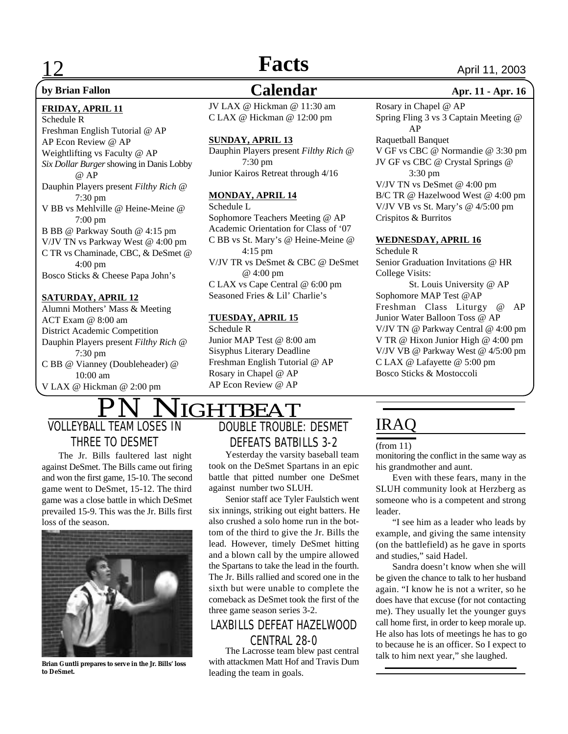# Facts

## Calendar

by Brian Fallon

Apr. 11 - Apr. 16

**FRIDAY, APRIL 11**
Schedule R
Freshman English Tutorial @ AP
AP Econ Review @ AP
Weightlifting vs Faculty @ AP
*Six Dollar Burger* showing in Danis Lobby @ AP
Dauphin Players present *Filthy Rich* @ 7:30 pm
V BB vs Mehlville @ Heine-Meine @ 7:00 pm
B BB @ Parkway South @ 4:15 pm
V/JV TN vs Parkway West @ 4:00 pm
C TR vs Chaminade, CBC, & DeSmet @ 4:00 pm
Bosco Sticks & Cheese Papa John's

**SATURDAY, APRIL 12**
Alumni Mothers' Mass & Meeting
ACT Exam @ 8:00 am
District Academic Competition
Dauphin Players present *Filthy Rich* @ 7:30 pm
C BB @ Vianney (Doubleheader) @ 10:00 am
V LAX @ Hickman @ 2:00 pm
JV LAX @ Hickman @ 11:30 am
C LAX @ Hickman @ 12:00 pm

**SUNDAY, APRIL 13**
Dauphin Players present *Filthy Rich* @ 7:30 pm
Junior Kairos Retreat through 4/16

**MONDAY, APRIL 14**
Schedule L
Sophomore Teachers Meeting @ AP
Academic Orientation for Class of '07
C BB vs St. Mary's @ Heine-Meine @ 4:15 pm
V/JV TR vs DeSmet & CBC @ DeSmet @ 4:00 pm
C LAX vs Cape Central @ 6:00 pm
Seasoned Fries & Lil' Charlie's

**TUESDAY, APRIL 15**
Schedule R
Junior MAP Test @ 8:00 am
Sisyphus Literary Deadline
Freshman English Tutorial @ AP
Rosary in Chapel @ AP
AP Econ Review @ AP
Rosary in Chapel @ AP
Spring Fling 3 vs 3 Captain Meeting @ AP
Raquetball Banquet
V GF vs CBC @ Normandie @ 3:30 pm
JV GF vs CBC @ Crystal Springs @ 3:30 pm
V/JV TN vs DeSmet @ 4:00 pm
B/C TR @ Hazelwood West @ 4:00 pm
V/JV VB vs St. Mary's @ 4/5:00 pm
Crispitos & Burritos

**WEDNESDAY, APRIL 16**
Schedule R
Senior Graduation Invitations @ HR
College Visits:
St. Louis University @ AP
Sophomore MAP Test @AP
Freshman Class Liturgy @ AP
Junior Water Balloon Toss @ AP
V/JV TN @ Parkway Central @ 4:00 pm
V TR @ Hixon Junior High @ 4:00 pm
V/JV VB @ Parkway West @ 4/5:00 pm
C LAX @ Lafayette @ 5:00 pm
Bosco Sticks & Mostoccoli

# PN NIGHTBEAT

## VOLLEYBALL TEAM LOSES IN THREE TO DESMET

The Jr. Bills faultered last night against DeSmet. The Bills came out firing and won the first game, 15-10. The second game went to DeSmet, 15-12. The third game was a close battle in which DeSmet prevailed 15-9. This was the Jr. Bills first loss of the season.

**Brian Guntli prepares to serve in the Jr. Bills' loss to DeSmet.**

## DOUBLE TROUBLE: DESMET DEFEATS BATBILLS 3-2

Yesterday the varsity baseball team took on the DeSmet Spartans in an epic battle that pitted number one DeSmet against number two SLUH.

Senior staff ace Tyler Faulstich went six innings, striking out eight batters. He also crushed a solo home run in the bottom of the third to give the Jr. Bills the lead. However, timely DeSmet hitting and a blown call by the umpire allowed the Spartans to take the lead in the fourth. The Jr. Bills rallied and scored one in the sixth but were unable to complete the comeback as DeSmet took the first of the three game season series 3-2.

## LAXBILLS DEFEAT HAZELWOOD CENTRAL 28-0

The Lacrosse team blew past central with attackmen Matt Hof and Travis Dum leading the team in goals.

## IRAQ

(from 11)

monitoring the conflict in the same way as his grandmother and aunt.

Even with these fears, many in the SLUH community look at Herzberg as someone who is a competent and strong leader.

"I see him as a leader who leads by example, and giving the same intensity (on the battlefield) as he gave in sports and studies," said Hadel.

Sandra doesn't know when she will be given the chance to talk to her husband again. "I know he is not a writer, so he does have that excuse (for not contacting me). They usually let the younger guys call home first, in order to keep morale up. He also has lots of meetings he has to go to because he is an officer. So I expect to talk to him next year," she laughed.